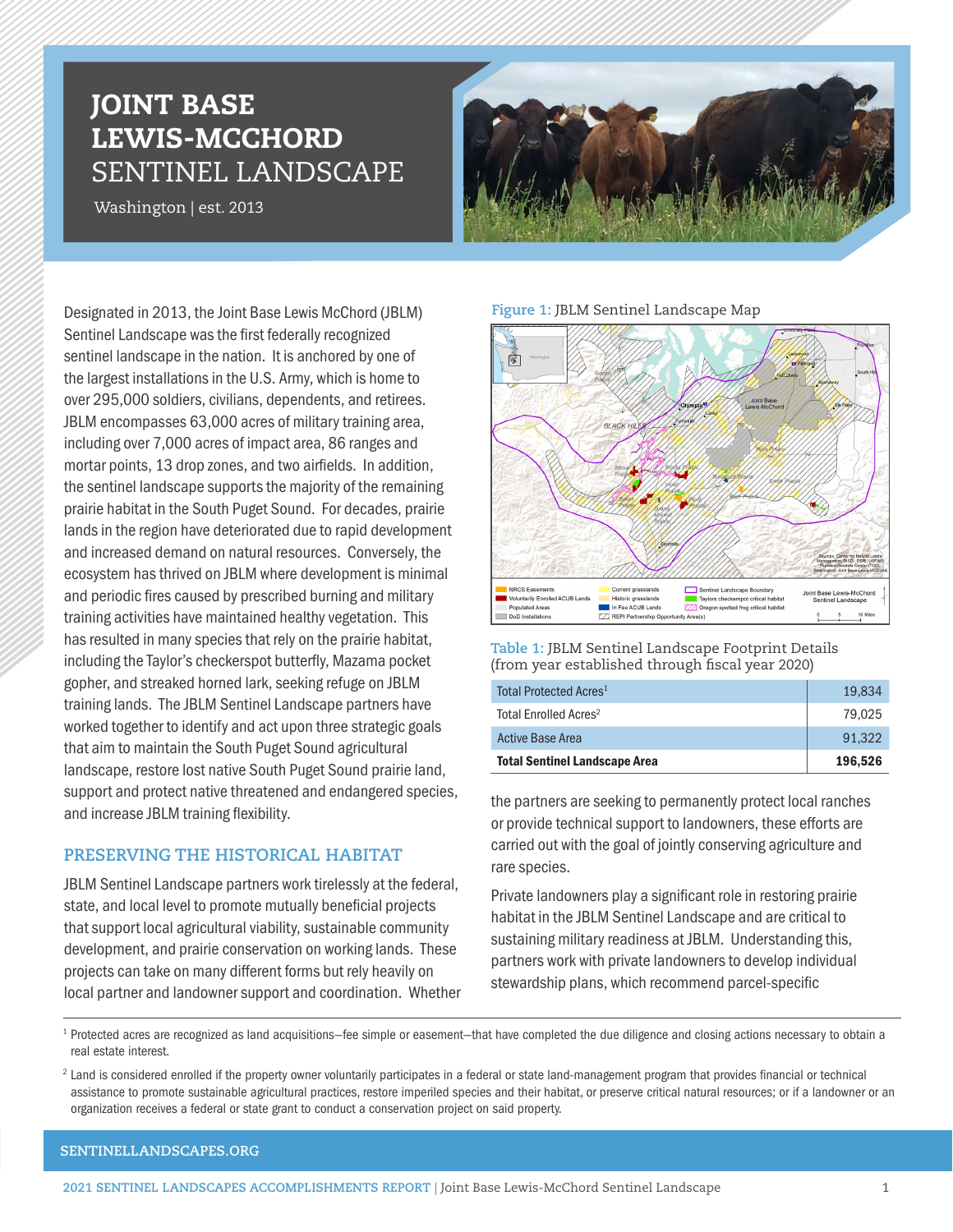# JOINT BASE LEWIS-MCCHORD SENTINEL LANDSCAPE

Washington | est. 2013

Designated in 2013, the Joint Base Lewis McChord (JBLM) Sentinel Landscape was the first federally recognized sentinel landscape in the nation. It is anchored by one of the largest installations in the U.S. Army, which is home to over 295,000 soldiers, civilians, dependents, and retirees. JBLM encompasses 63,000 acres of military training area, including over 7,000 acres of impact area, 86 ranges and mortar points, 13 drop zones, and two airfields. In addition, the sentinel landscape supports the majority of the remaining prairie habitat in the South Puget Sound. For decades, prairie lands in the region have deteriorated due to rapid development and increased demand on natural resources. Conversely, the ecosystem has thrived on JBLM where development is minimal and periodic fires caused by prescribed burning and military training activities have maintained healthy vegetation. This has resulted in many species that rely on the prairie habitat, including the Taylor's checkerspot butterfly, Mazama pocket gopher, and streaked horned lark, seeking refuge on JBLM training lands. The JBLM Sentinel Landscape partners have worked together to identify and act upon three strategic goals that aim to maintain the South Puget Sound agricultural landscape, restore lost native South Puget Sound prairie land, support and protect native threatened and endangered species, and increase JBLM training flexibility.

## PRESERVING THE HISTORICAL HABITAT

JBLM Sentinel Landscape partners work tirelessly at the federal, state, and local level to promote mutually beneficial projects that support local agricultural viability, sustainable community development, and prairie conservation on working lands. These projects can take on many different forms but rely heavily on local partner and landowner support and coordination. Whether the partners are seeking to permanently protect local ranches or provide technical support to landowners, these efforts are carried out with the goal of jointly conserving agriculture and rare species.

Private landowners play a significant role in restoring prairie habitat in the JBLM Sentinel Landscape and are critical to sustaining military readiness at JBLM. Understanding this, partners work with private landowners to develop individual stewardship plans, which recommend parcel-specific

**Figure 1:** JBLM Sentinel Landscape Map

**Table 1:** JBLM Sentinel Landscape Footprint Details (from year established through fiscal year 2020)

| | |
|---|---|
| Total Protected Acres[1] | 19,834 |
| Total Enrolled Acres[2] | 79,025 |
| Active Base Area | 91,322 |
| **Total Sentinel Landscape Area** | **196,526** |

[1] Protected acres are recognized as land acquisitions—fee simple or easement—that have completed the due diligence and closing actions necessary to obtain a real estate interest.

[2] Land is considered enrolled if the property owner voluntarily participates in a federal or state land-management program that provides financial or technical assistance to promote sustainable agricultural practices, restore imperiled species and their habitat, or preserve critical natural resources; or if a landowner or an organization receives a federal or state grant to conduct a conservation project on said property.

SENTINELLANDSCAPES.ORG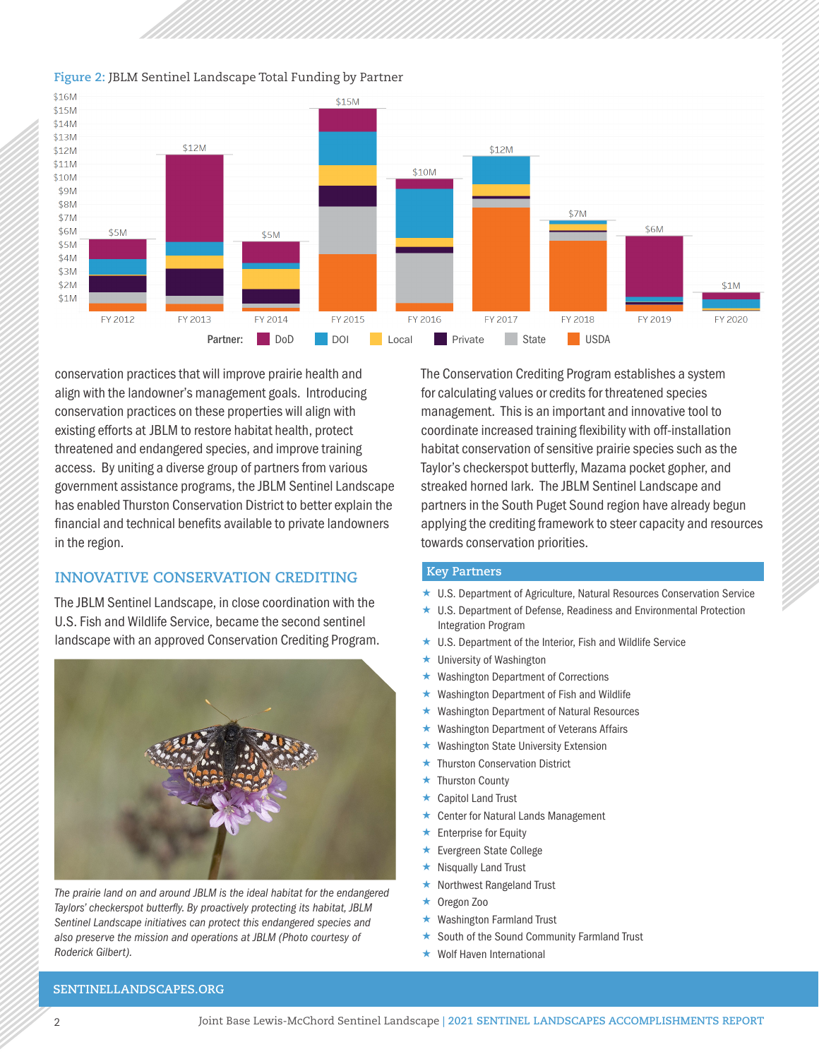Figure 2: JBLM Sentinel Landscape Total Funding by Partner

$16M
$15M
$14M
$13M
$12M
$11M
$10M
$9M
$8M
$7M
$6M
$5M
$4M
$3M
$2M
$1M

$5M
$12M
$5M
$15M
$10M
$12M
$7M
$6M
$1M

FY 2012
FY 2013
FY 2014
FY 2015
FY 2016
FY 2017
FY 2018
FY 2019
FY 2020

Partner: DoD DOI Local Private State USDA

conservation practices that will improve prairie health and align with the landowner's management goals. Introducing conservation practices on these properties will align with existing efforts at JBLM to restore habitat health, protect threatened and endangered species, and improve training access. By uniting a diverse group of partners from various government assistance programs, the JBLM Sentinel Landscape has enabled Thurston Conservation District to better explain the financial and technical benefits available to private landowners in the region.

## INNOVATIVE CONSERVATION CREDITING

The JBLM Sentinel Landscape, in close coordination with the U.S. Fish and Wildlife Service, became the second sentinel landscape with an approved Conservation Crediting Program.

*The prairie land on and around JBLM is the ideal habitat for the endangered Taylors' checkerspot butterfly. By proactively protecting its habitat, JBLM Sentinel Landscape initiatives can protect this endangered species and also preserve the mission and operations at JBLM (Photo courtesy of Roderick Gilbert).*

The Conservation Crediting Program establishes a system for calculating values or credits for threatened species management. This is an important and innovative tool to coordinate increased training flexibility with off-installation habitat conservation of sensitive prairie species such as the Taylor's checkerspot butterfly, Mazama pocket gopher, and streaked horned lark. The JBLM Sentinel Landscape and partners in the South Puget Sound region have already begun applying the crediting framework to steer capacity and resources towards conservation priorities.

### Key Partners

- U.S. Department of Agriculture, Natural Resources Conservation Service
- U.S. Department of Defense, Readiness and Environmental Protection Integration Program
- U.S. Department of the Interior, Fish and Wildlife Service
- University of Washington
- Washington Department of Corrections
- Washington Department of Fish and Wildlife
- Washington Department of Natural Resources
- Washington Department of Veterans Affairs
- Washington State University Extension
- Thurston Conservation District
- Thurston County
- Capitol Land Trust
- Center for Natural Lands Management
- Enterprise for Equity
- Evergreen State College
- Nisqually Land Trust
- Northwest Rangeland Trust
- Oregon Zoo
- Washington Farmland Trust
- South of the Sound Community Farmland Trust
- Wolf Haven International

SENTINELLANDSCAPES.ORG